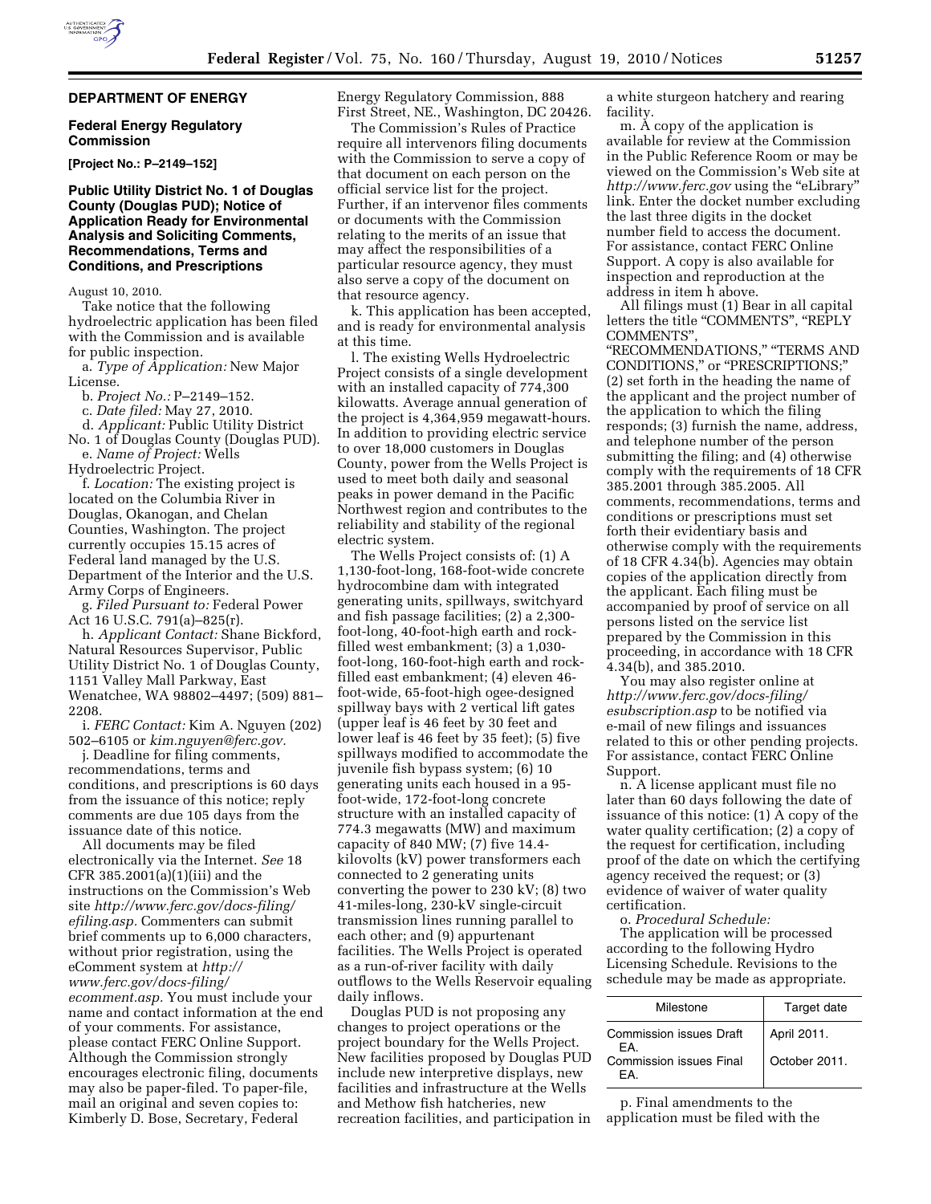## DEPARTMENT OF ENERGY

### Federal Energy Regulatory Commission

**[Project No.: P–2149–152]**

### Public Utility District No. 1 of Douglas County (Douglas PUD); Notice of Application Ready for Environmental Analysis and Soliciting Comments, Recommendations, Terms and Conditions, and Prescriptions

August 10, 2010.

Take notice that the following hydroelectric application has been filed with the Commission and is available for public inspection.

a. *Type of Application:* New Major License.

b. *Project No.:* P–2149–152.

c. *Date filed:* May 27, 2010.

d. *Applicant:* Public Utility District No. 1 of Douglas County (Douglas PUD).

e. *Name of Project:* Wells Hydroelectric Project.

f. *Location:* The existing project is located on the Columbia River in Douglas, Okanogan, and Chelan Counties, Washington. The project currently occupies 15.15 acres of Federal land managed by the U.S. Department of the Interior and the U.S. Army Corps of Engineers.

g. *Filed Pursuant to:* Federal Power Act 16 U.S.C. 791(a)–825(r).

h. *Applicant Contact:* Shane Bickford, Natural Resources Supervisor, Public Utility District No. 1 of Douglas County, 1151 Valley Mall Parkway, East Wenatchee, WA 98802–4497; (509) 881–2208.

i. *FERC Contact:* Kim A. Nguyen (202) 502–6105 or *kim.nguyen@ferc.gov.*

j. Deadline for filing comments, recommendations, terms and conditions, and prescriptions is 60 days from the issuance of this notice; reply comments are due 105 days from the issuance date of this notice.

All documents may be filed electronically via the Internet. *See* 18 CFR 385.2001(a)(1)(iii) and the instructions on the Commission's Web site *http://www.ferc.gov/docs-filing/efiling.asp.* Commenters can submit brief comments up to 6,000 characters, without prior registration, using the eComment system at *http://www.ferc.gov/docs-filing/ecomment.asp.* You must include your name and contact information at the end of your comments. For assistance, please contact FERC Online Support. Although the Commission strongly encourages electronic filing, documents may also be paper-filed. To paper-file, mail an original and seven copies to: Kimberly D. Bose, Secretary, Federal Energy Regulatory Commission, 888 First Street, NE., Washington, DC 20426.

The Commission's Rules of Practice require all intervenors filing documents with the Commission to serve a copy of that document on each person on the official service list for the project. Further, if an intervenor files comments or documents with the Commission relating to the merits of an issue that may affect the responsibilities of a particular resource agency, they must also serve a copy of the document on that resource agency.

k. This application has been accepted, and is ready for environmental analysis at this time.

l. The existing Wells Hydroelectric Project consists of a single development with an installed capacity of 774,300 kilowatts. Average annual generation of the project is 4,364,959 megawatt-hours. In addition to providing electric service to over 18,000 customers in Douglas County, power from the Wells Project is used to meet both daily and seasonal peaks in power demand in the Pacific Northwest region and contributes to the reliability and stability of the regional electric system.

The Wells Project consists of: (1) A 1,130-foot-long, 168-foot-wide concrete hydrocombine dam with integrated generating units, spillways, switchyard and fish passage facilities; (2) a 2,300-foot-long, 40-foot-high earth and rock-filled west embankment; (3) a 1,030-foot-long, 160-foot-high earth and rock-filled east embankment; (4) eleven 46-foot-wide, 65-foot-high ogee-designed spillway bays with 2 vertical lift gates (upper leaf is 46 feet by 30 feet and lower leaf is 46 feet by 35 feet); (5) five spillways modified to accommodate the juvenile fish bypass system; (6) 10 generating units each housed in a 95-foot-wide, 172-foot-long concrete structure with an installed capacity of 774.3 megawatts (MW) and maximum capacity of 840 MW; (7) five 14.4-kilovolts (kV) power transformers each connected to 2 generating units converting the power to 230 kV; (8) two 41-miles-long, 230-kV single-circuit transmission lines running parallel to each other; and (9) appurtenant facilities. The Wells Project is operated as a run-of-river facility with daily outflows to the Wells Reservoir equaling daily inflows.

Douglas PUD is not proposing any changes to project operations or the project boundary for the Wells Project. New facilities proposed by Douglas PUD include new interpretive displays, new facilities and infrastructure at the Wells and Methow fish hatcheries, new recreation facilities, and participation in a white sturgeon hatchery and rearing facility.

m. A copy of the application is available for review at the Commission in the Public Reference Room or may be viewed on the Commission's Web site at *http://www.ferc.gov* using the "eLibrary" link. Enter the docket number excluding the last three digits in the docket number field to access the document. For assistance, contact FERC Online Support. A copy is also available for inspection and reproduction at the address in item h above.

All filings must (1) Bear in all capital letters the title "COMMENTS", "REPLY COMMENTS", "RECOMMENDATIONS," "TERMS AND CONDITIONS," or "PRESCRIPTIONS;" (2) set forth in the heading the name of the applicant and the project number of the application to which the filing responds; (3) furnish the name, address, and telephone number of the person submitting the filing; and (4) otherwise comply with the requirements of 18 CFR 385.2001 through 385.2005. All comments, recommendations, terms and conditions or prescriptions must set forth their evidentiary basis and otherwise comply with the requirements of 18 CFR 4.34(b). Agencies may obtain copies of the application directly from the applicant. Each filing must be accompanied by proof of service on all persons listed on the service list prepared by the Commission in this proceeding, in accordance with 18 CFR 4.34(b), and 385.2010.

You may also register online at *http://www.ferc.gov/docs-filing/esubscription.asp* to be notified via e-mail of new filings and issuances related to this or other pending projects. For assistance, contact FERC Online Support.

n. A license applicant must file no later than 60 days following the date of issuance of this notice: (1) A copy of the water quality certification; (2) a copy of the request for certification, including proof of the date on which the certifying agency received the request; or (3) evidence of waiver of water quality certification.

o. *Procedural Schedule:*

The application will be processed according to the following Hydro Licensing Schedule. Revisions to the schedule may be made as appropriate.

| Milestone | Target date |
|---|---|
| Commission issues Draft EA. | April 2011. |
| Commission issues Final EA. | October 2011. |

p. Final amendments to the application must be filed with the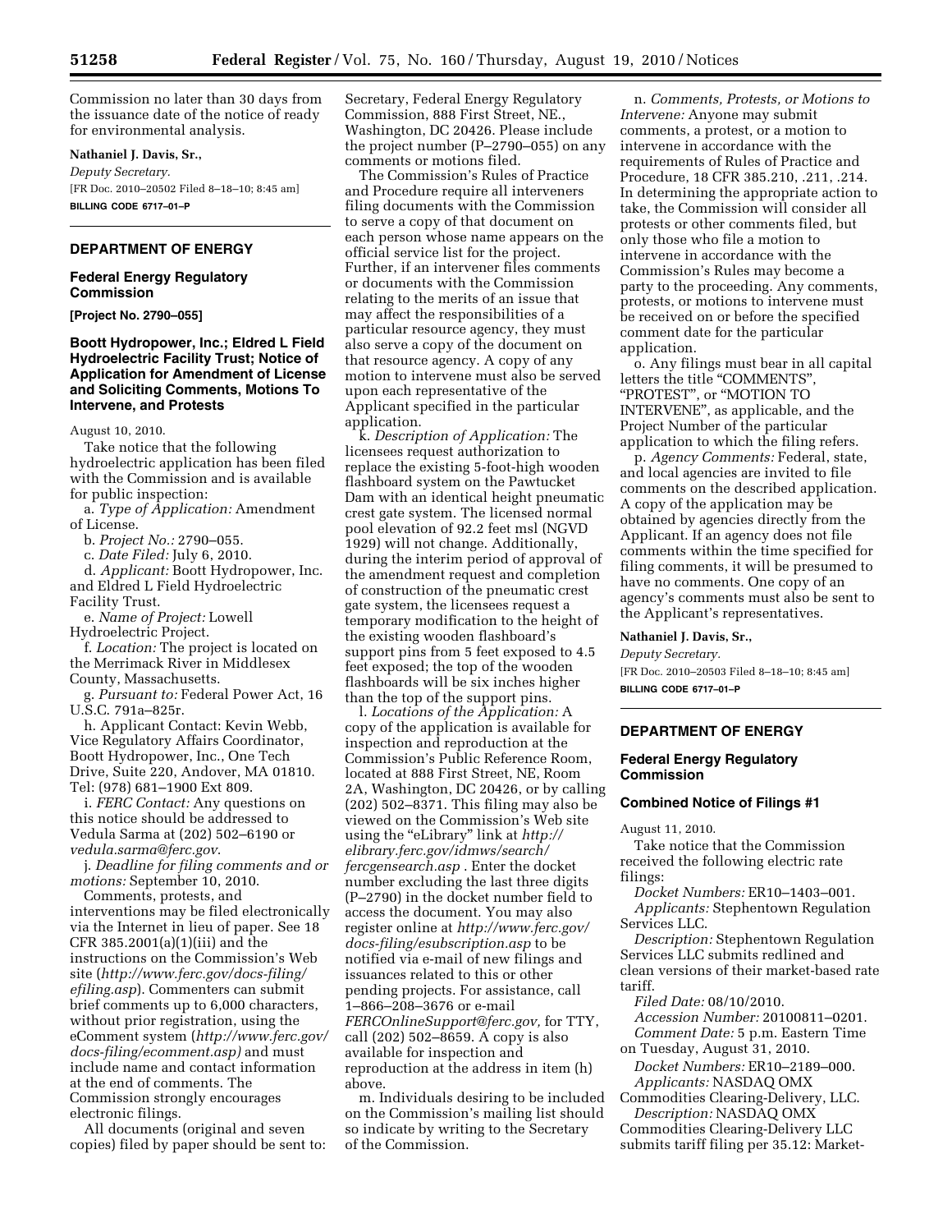Commission no later than 30 days from the issuance date of the notice of ready for environmental analysis.

**Nathaniel J. Davis, Sr.,**

*Deputy Secretary.*

[FR Doc. 2010–20502 Filed 8–18–10; 8:45 am]

**BILLING CODE 6717–01–P**

---

## DEPARTMENT OF ENERGY

### Federal Energy Regulatory Commission

**[Project No. 2790–055]**

### Boott Hydropower, Inc.; Eldred L Field Hydroelectric Facility Trust; Notice of Application for Amendment of License and Soliciting Comments, Motions To Intervene, and Protests

August 10, 2010.

Take notice that the following hydroelectric application has been filed with the Commission and is available for public inspection:

a. *Type of Application:* Amendment of License.

b. *Project No.:* 2790–055.

c. *Date Filed:* July 6, 2010.

d. *Applicant:* Boott Hydropower, Inc. and Eldred L Field Hydroelectric Facility Trust.

e. *Name of Project:* Lowell Hydroelectric Project.

f. *Location:* The project is located on the Merrimack River in Middlesex County, Massachusetts.

g. *Pursuant to:* Federal Power Act, 16 U.S.C. 791a–825r.

h. Applicant Contact: Kevin Webb, Vice Regulatory Affairs Coordinator, Boott Hydropower, Inc., One Tech Drive, Suite 220, Andover, MA 01810. Tel: (978) 681–1900 Ext 809.

i. *FERC Contact:* Any questions on this notice should be addressed to Vedula Sarma at (202) 502–6190 or *vedula.sarma@ferc.gov*.

j. *Deadline for filing comments and or motions:* September 10, 2010.

Comments, protests, and interventions may be filed electronically via the Internet in lieu of paper. See 18 CFR 385.2001(a)(1)(iii) and the instructions on the Commission's Web site (*http://www.ferc.gov/docs-filing/efiling.asp*). Commenters can submit brief comments up to 6,000 characters, without prior registration, using the eComment system (*http://www.ferc.gov/docs-filing/ecomment.asp)* and must include name and contact information at the end of comments. The Commission strongly encourages electronic filings.

All documents (original and seven copies) filed by paper should be sent to: Secretary, Federal Energy Regulatory Commission, 888 First Street, NE., Washington, DC 20426. Please include the project number (P–2790–055) on any comments or motions filed.

The Commission's Rules of Practice and Procedure require all interveners filing documents with the Commission to serve a copy of that document on each person whose name appears on the official service list for the project. Further, if an intervener files comments or documents with the Commission relating to the merits of an issue that may affect the responsibilities of a particular resource agency, they must also serve a copy of the document on that resource agency. A copy of any motion to intervene must also be served upon each representative of the Applicant specified in the particular application.

k. *Description of Application:* The licensees request authorization to replace the existing 5-foot-high wooden flashboard system on the Pawtucket Dam with an identical height pneumatic crest gate system. The licensed normal pool elevation of 92.2 feet msl (NGVD 1929) will not change. Additionally, during the interim period of approval of the amendment request and completion of construction of the pneumatic crest gate system, the licensees request a temporary modification to the height of the existing wooden flashboard's support pins from 5 feet exposed to 4.5 feet exposed; the top of the wooden flashboards will be six inches higher than the top of the support pins.

l. *Locations of the Application:* A copy of the application is available for inspection and reproduction at the Commission's Public Reference Room, located at 888 First Street, NE, Room 2A, Washington, DC 20426, or by calling (202) 502–8371. This filing may also be viewed on the Commission's Web site using the "eLibrary" link at *http://elibrary.ferc.gov/idmws/search/fercgensearch.asp* . Enter the docket number excluding the last three digits (P–2790) in the docket number field to access the document. You may also register online at *http://www.ferc.gov/docs-filing/esubscription.asp* to be notified via e-mail of new filings and issuances related to this or other pending projects. For assistance, call 1–866–208–3676 or e-mail *FERCOnlineSupport@ferc.gov,* for TTY, call (202) 502–8659. A copy is also available for inspection and reproduction at the address in item (h) above.

m. Individuals desiring to be included on the Commission's mailing list should so indicate by writing to the Secretary of the Commission.

n. *Comments, Protests, or Motions to Intervene:* Anyone may submit comments, a protest, or a motion to intervene in accordance with the requirements of Rules of Practice and Procedure, 18 CFR 385.210, .211, .214. In determining the appropriate action to take, the Commission will consider all protests or other comments filed, but only those who file a motion to intervene in accordance with the Commission's Rules may become a party to the proceeding. Any comments, protests, or motions to intervene must be received on or before the specified comment date for the particular application.

o. Any filings must bear in all capital letters the title "COMMENTS", "PROTEST", or "MOTION TO INTERVENE", as applicable, and the Project Number of the particular application to which the filing refers.

p. *Agency Comments:* Federal, state, and local agencies are invited to file comments on the described application. A copy of the application may be obtained by agencies directly from the Applicant. If an agency does not file comments within the time specified for filing comments, it will be presumed to have no comments. One copy of an agency's comments must also be sent to the Applicant's representatives.

**Nathaniel J. Davis, Sr.,**

*Deputy Secretary.*

[FR Doc. 2010–20503 Filed 8–18–10; 8:45 am]

**BILLING CODE 6717–01–P**

---

## DEPARTMENT OF ENERGY

### Federal Energy Regulatory Commission

### Combined Notice of Filings #1

August 11, 2010.

Take notice that the Commission received the following electric rate filings:

*Docket Numbers:* ER10–1403–001.

*Applicants:* Stephentown Regulation Services LLC.

*Description:* Stephentown Regulation Services LLC submits redlined and clean versions of their market-based rate tariff.

*Filed Date:* 08/10/2010.

*Accession Number:* 20100811–0201.

*Comment Date:* 5 p.m. Eastern Time on Tuesday, August 31, 2010.

*Docket Numbers:* ER10–2189–000.

*Applicants:* NASDAQ OMX Commodities Clearing-Delivery, LLC.

*Description:* NASDAQ OMX Commodities Clearing-Delivery LLC submits tariff filing per 35.12: Market-